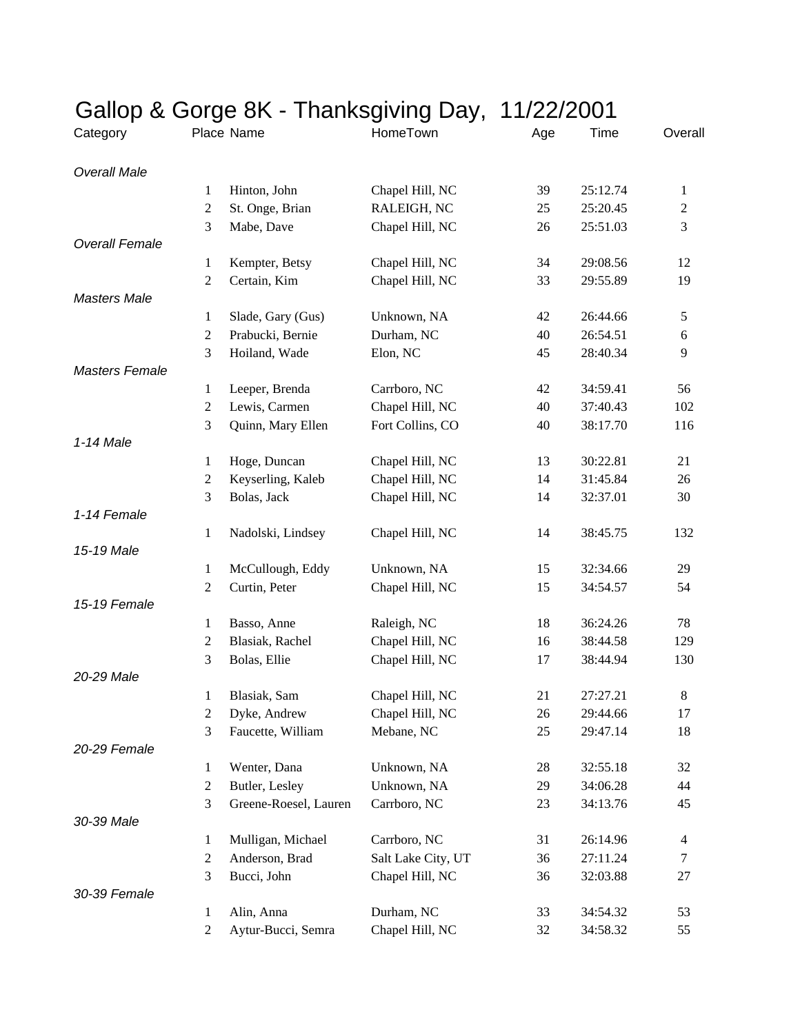# Gallop & Gorge 8K - Thanksgiving Day, 11/22/2001

| Category | Place | Name | HomeTown | Age | Time | Overall |
|---|---|---|---|---|---|---|
| *Overall Male* | | | | | | |
| | 1 | Hinton, John | Chapel Hill, NC | 39 | 25:12.74 | 1 |
| | 2 | St. Onge, Brian | RALEIGH, NC | 25 | 25:20.45 | 2 |
| | 3 | Mabe, Dave | Chapel Hill, NC | 26 | 25:51.03 | 3 |
| *Overall Female* | | | | | | |
| | 1 | Kempter, Betsy | Chapel Hill, NC | 34 | 29:08.56 | 12 |
| | 2 | Certain, Kim | Chapel Hill, NC | 33 | 29:55.89 | 19 |
| *Masters Male* | | | | | | |
| | 1 | Slade, Gary (Gus) | Unknown, NA | 42 | 26:44.66 | 5 |
| | 2 | Prabucki, Bernie | Durham, NC | 40 | 26:54.51 | 6 |
| | 3 | Hoiland, Wade | Elon, NC | 45 | 28:40.34 | 9 |
| *Masters Female* | | | | | | |
| | 1 | Leeper, Brenda | Carrboro, NC | 42 | 34:59.41 | 56 |
| | 2 | Lewis, Carmen | Chapel Hill, NC | 40 | 37:40.43 | 102 |
| | 3 | Quinn, Mary Ellen | Fort Collins, CO | 40 | 38:17.70 | 116 |
| *1-14 Male* | | | | | | |
| | 1 | Hoge, Duncan | Chapel Hill, NC | 13 | 30:22.81 | 21 |
| | 2 | Keyserling, Kaleb | Chapel Hill, NC | 14 | 31:45.84 | 26 |
| | 3 | Bolas, Jack | Chapel Hill, NC | 14 | 32:37.01 | 30 |
| *1-14 Female* | | | | | | |
| | 1 | Nadolski, Lindsey | Chapel Hill, NC | 14 | 38:45.75 | 132 |
| *15-19 Male* | | | | | | |
| | 1 | McCullough, Eddy | Unknown, NA | 15 | 32:34.66 | 29 |
| | 2 | Curtin, Peter | Chapel Hill, NC | 15 | 34:54.57 | 54 |
| *15-19 Female* | | | | | | |
| | 1 | Basso, Anne | Raleigh, NC | 18 | 36:24.26 | 78 |
| | 2 | Blasiak, Rachel | Chapel Hill, NC | 16 | 38:44.58 | 129 |
| | 3 | Bolas, Ellie | Chapel Hill, NC | 17 | 38:44.94 | 130 |
| *20-29 Male* | | | | | | |
| | 1 | Blasiak, Sam | Chapel Hill, NC | 21 | 27:27.21 | 8 |
| | 2 | Dyke, Andrew | Chapel Hill, NC | 26 | 29:44.66 | 17 |
| | 3 | Faucette, William | Mebane, NC | 25 | 29:47.14 | 18 |
| *20-29 Female* | | | | | | |
| | 1 | Wenter, Dana | Unknown, NA | 28 | 32:55.18 | 32 |
| | 2 | Butler, Lesley | Unknown, NA | 29 | 34:06.28 | 44 |
| | 3 | Greene-Roesel, Lauren | Carrboro, NC | 23 | 34:13.76 | 45 |
| *30-39 Male* | | | | | | |
| | 1 | Mulligan, Michael | Carrboro, NC | 31 | 26:14.96 | 4 |
| | 2 | Anderson, Brad | Salt Lake City, UT | 36 | 27:11.24 | 7 |
| | 3 | Bucci, John | Chapel Hill, NC | 36 | 32:03.88 | 27 |
| *30-39 Female* | | | | | | |
| | 1 | Alin, Anna | Durham, NC | 33 | 34:54.32 | 53 |
| | 2 | Aytur-Bucci, Semra | Chapel Hill, NC | 32 | 34:58.32 | 55 |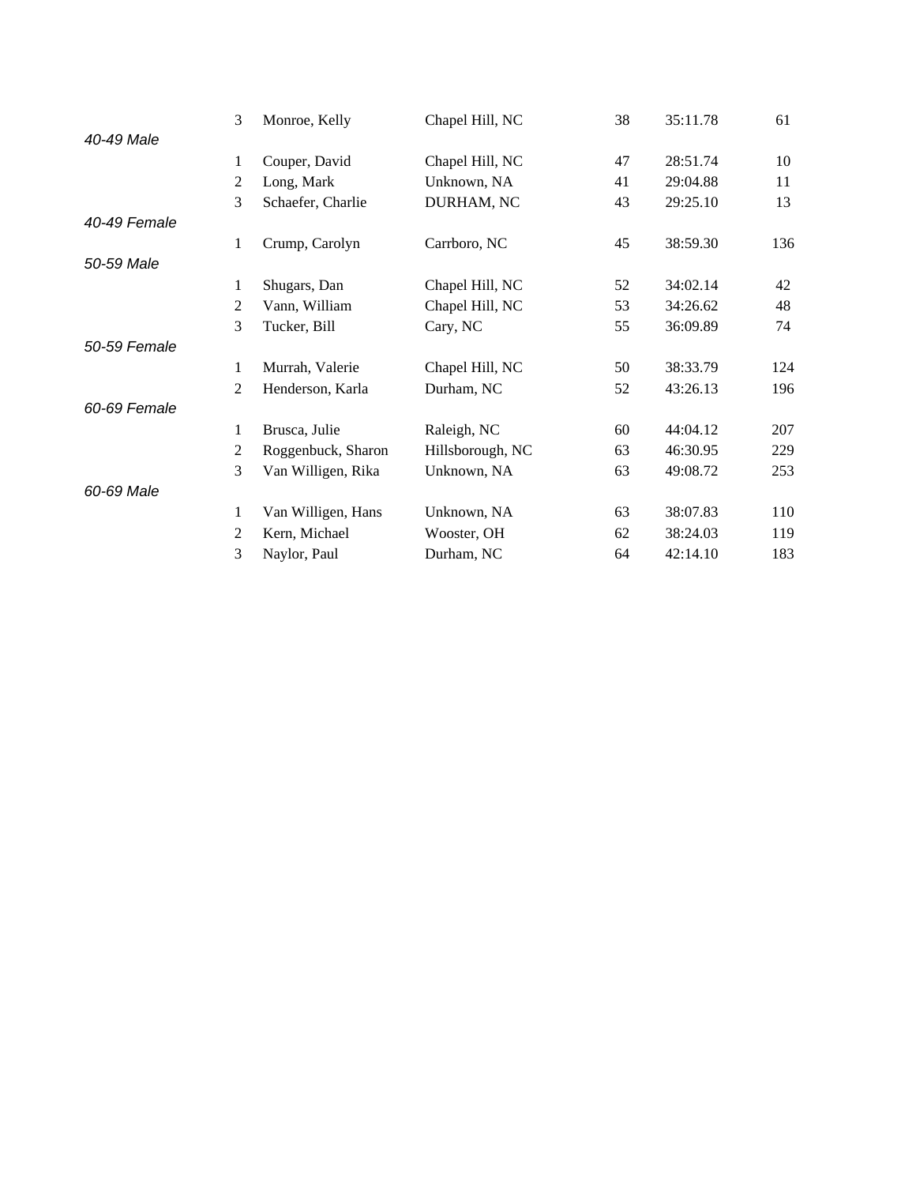| | | | | | | |
|---|---|---|---|---|---|---|
| | 3 | Monroe, Kelly | Chapel Hill, NC | 38 | 35:11.78 | 61 |
| *40-49 Male* | | | | | | |
| | 1 | Couper, David | Chapel Hill, NC | 47 | 28:51.74 | 10 |
| | 2 | Long, Mark | Unknown, NA | 41 | 29:04.88 | 11 |
| | 3 | Schaefer, Charlie | DURHAM, NC | 43 | 29:25.10 | 13 |
| *40-49 Female* | | | | | | |
| | 1 | Crump, Carolyn | Carrboro, NC | 45 | 38:59.30 | 136 |
| *50-59 Male* | | | | | | |
| | 1 | Shugars, Dan | Chapel Hill, NC | 52 | 34:02.14 | 42 |
| | 2 | Vann, William | Chapel Hill, NC | 53 | 34:26.62 | 48 |
| | 3 | Tucker, Bill | Cary, NC | 55 | 36:09.89 | 74 |
| *50-59 Female* | | | | | | |
| | 1 | Murrah, Valerie | Chapel Hill, NC | 50 | 38:33.79 | 124 |
| | 2 | Henderson, Karla | Durham, NC | 52 | 43:26.13 | 196 |
| *60-69 Female* | | | | | | |
| | 1 | Brusca, Julie | Raleigh, NC | 60 | 44:04.12 | 207 |
| | 2 | Roggenbuck, Sharon | Hillsborough, NC | 63 | 46:30.95 | 229 |
| | 3 | Van Willigen, Rika | Unknown, NA | 63 | 49:08.72 | 253 |
| *60-69 Male* | | | | | | |
| | 1 | Van Willigen, Hans | Unknown, NA | 63 | 38:07.83 | 110 |
| | 2 | Kern, Michael | Wooster, OH | 62 | 38:24.03 | 119 |
| | 3 | Naylor, Paul | Durham, NC | 64 | 42:14.10 | 183 |